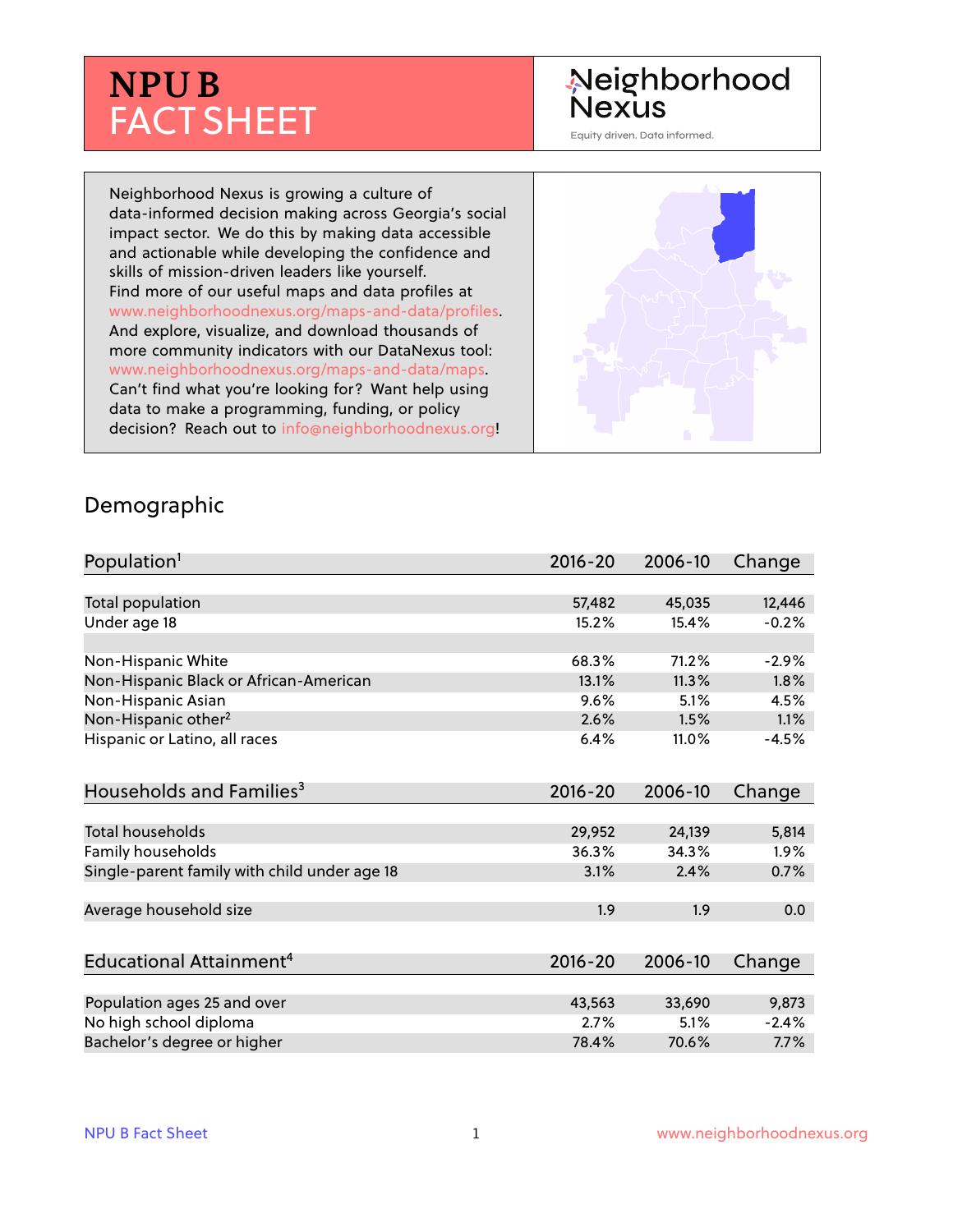# NPU B FACT SHEET

Neighborhood Nexus

Equity driven. Data informed.

Neighborhood Nexus is growing a culture of data-informed decision making across Georgia's social impact sector. We do this by making data accessible and actionable while developing the confidence and skills of mission-driven leaders like yourself. Find more of our useful maps and data profiles at www.neighborhoodnexus.org/maps-and-data/profiles. And explore, visualize, and download thousands of more community indicators with our DataNexus tool: www.neighborhoodnexus.org/maps-and-data/maps. Can't find what you're looking for? Want help using data to make a programming, funding, or policy decision? Reach out to info@neighborhoodnexus.org!

## Demographic

| Population[1] | 2016-20 | 2006-10 | Change |
|---|---|---|---|
| Total population | 57,482 | 45,035 | 12,446 |
| Under age 18 | 15.2% | 15.4% | -0.2% |
| | | | |
| Non-Hispanic White | 68.3% | 71.2% | -2.9% |
| Non-Hispanic Black or African-American | 13.1% | 11.3% | 1.8% |
| Non-Hispanic Asian | 9.6% | 5.1% | 4.5% |
| Non-Hispanic other[2] | 2.6% | 1.5% | 1.1% |
| Hispanic or Latino, all races | 6.4% | 11.0% | -4.5% |

| Households and Families[3] | 2016-20 | 2006-10 | Change |
|---|---|---|---|
| Total households | 29,952 | 24,139 | 5,814 |
| Family households | 36.3% | 34.3% | 1.9% |
| Single-parent family with child under age 18 | 3.1% | 2.4% | 0.7% |
| | | | |
| Average household size | 1.9 | 1.9 | 0.0 |

| Educational Attainment[4] | 2016-20 | 2006-10 | Change |
|---|---|---|---|
| Population ages 25 and over | 43,563 | 33,690 | 9,873 |
| No high school diploma | 2.7% | 5.1% | -2.4% |
| Bachelor's degree or higher | 78.4% | 70.6% | 7.7% |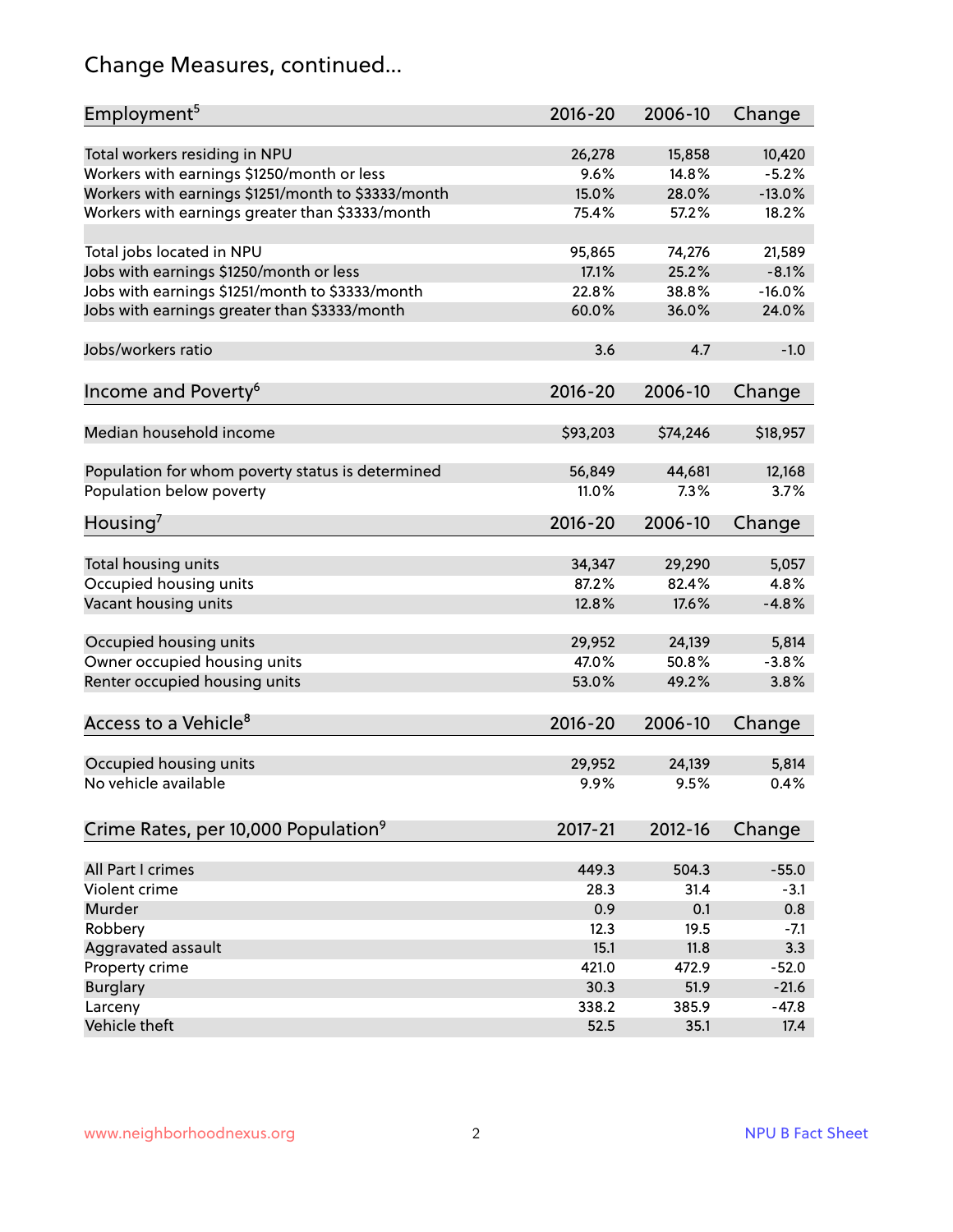# Change Measures, continued...

| Employment[5] | 2016-20 | 2006-10 | Change |
|---|---|---|---|
| Total workers residing in NPU | 26,278 | 15,858 | 10,420 |
| Workers with earnings $1250/month or less | 9.6% | 14.8% | -5.2% |
| Workers with earnings $1251/month to $3333/month | 15.0% | 28.0% | -13.0% |
| Workers with earnings greater than $3333/month | 75.4% | 57.2% | 18.2% |
| Total jobs located in NPU | 95,865 | 74,276 | 21,589 |
| Jobs with earnings $1250/month or less | 17.1% | 25.2% | -8.1% |
| Jobs with earnings $1251/month to $3333/month | 22.8% | 38.8% | -16.0% |
| Jobs with earnings greater than $3333/month | 60.0% | 36.0% | 24.0% |
| Jobs/workers ratio | 3.6 | 4.7 | -1.0 |

| Income and Poverty[6] | 2016-20 | 2006-10 | Change |
|---|---|---|---|
| Median household income | $93,203 | $74,246 | $18,957 |
| Population for whom poverty status is determined | 56,849 | 44,681 | 12,168 |
| Population below poverty | 11.0% | 7.3% | 3.7% |

| Housing[7] | 2016-20 | 2006-10 | Change |
|---|---|---|---|
| Total housing units | 34,347 | 29,290 | 5,057 |
| Occupied housing units | 87.2% | 82.4% | 4.8% |
| Vacant housing units | 12.8% | 17.6% | -4.8% |
| Occupied housing units | 29,952 | 24,139 | 5,814 |
| Owner occupied housing units | 47.0% | 50.8% | -3.8% |
| Renter occupied housing units | 53.0% | 49.2% | 3.8% |

| Access to a Vehicle[8] | 2016-20 | 2006-10 | Change |
|---|---|---|---|
| Occupied housing units | 29,952 | 24,139 | 5,814 |
| No vehicle available | 9.9% | 9.5% | 0.4% |

| Crime Rates, per 10,000 Population[9] | 2017-21 | 2012-16 | Change |
|---|---|---|---|
| All Part I crimes | 449.3 | 504.3 | -55.0 |
| Violent crime | 28.3 | 31.4 | -3.1 |
| Murder | 0.9 | 0.1 | 0.8 |
| Robbery | 12.3 | 19.5 | -7.1 |
| Aggravated assault | 15.1 | 11.8 | 3.3 |
| Property crime | 421.0 | 472.9 | -52.0 |
| Burglary | 30.3 | 51.9 | -21.6 |
| Larceny | 338.2 | 385.9 | -47.8 |
| Vehicle theft | 52.5 | 35.1 | 17.4 |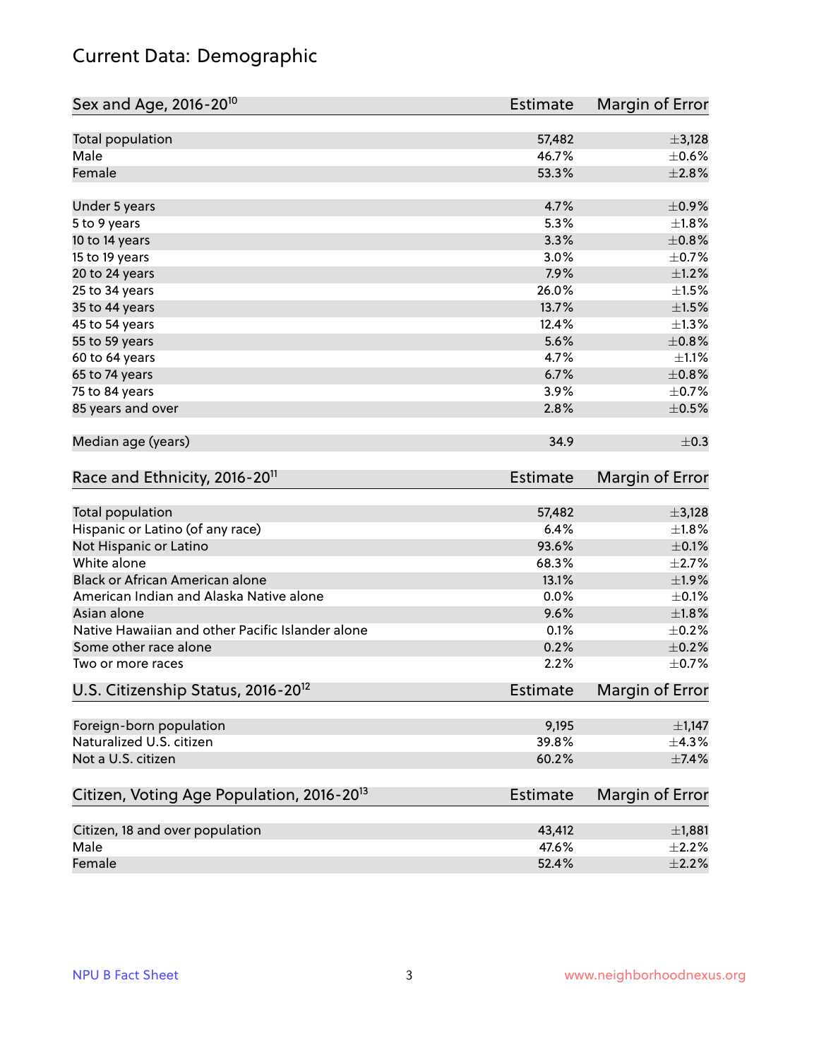# Current Data: Demographic

| Sex and Age, 2016-20[10] | Estimate | Margin of Error |
|---|---|---|
| Total population | 57,482 | ±3,128 |
| Male | 46.7% | ±0.6% |
| Female | 53.3% | ±2.8% |
| Under 5 years | 4.7% | ±0.9% |
| 5 to 9 years | 5.3% | ±1.8% |
| 10 to 14 years | 3.3% | ±0.8% |
| 15 to 19 years | 3.0% | ±0.7% |
| 20 to 24 years | 7.9% | ±1.2% |
| 25 to 34 years | 26.0% | ±1.5% |
| 35 to 44 years | 13.7% | ±1.5% |
| 45 to 54 years | 12.4% | ±1.3% |
| 55 to 59 years | 5.6% | ±0.8% |
| 60 to 64 years | 4.7% | ±1.1% |
| 65 to 74 years | 6.7% | ±0.8% |
| 75 to 84 years | 3.9% | ±0.7% |
| 85 years and over | 2.8% | ±0.5% |
| Median age (years) | 34.9 | ±0.3 |

| Race and Ethnicity, 2016-20[11] | Estimate | Margin of Error |
|---|---|---|
| Total population | 57,482 | ±3,128 |
| Hispanic or Latino (of any race) | 6.4% | ±1.8% |
| Not Hispanic or Latino | 93.6% | ±0.1% |
| White alone | 68.3% | ±2.7% |
| Black or African American alone | 13.1% | ±1.9% |
| American Indian and Alaska Native alone | 0.0% | ±0.1% |
| Asian alone | 9.6% | ±1.8% |
| Native Hawaiian and other Pacific Islander alone | 0.1% | ±0.2% |
| Some other race alone | 0.2% | ±0.2% |
| Two or more races | 2.2% | ±0.7% |

| U.S. Citizenship Status, 2016-20[12] | Estimate | Margin of Error |
|---|---|---|
| Foreign-born population | 9,195 | ±1,147 |
| Naturalized U.S. citizen | 39.8% | ±4.3% |
| Not a U.S. citizen | 60.2% | ±7.4% |

| Citizen, Voting Age Population, 2016-20[13] | Estimate | Margin of Error |
|---|---|---|
| Citizen, 18 and over population | 43,412 | ±1,881 |
| Male | 47.6% | ±2.2% |
| Female | 52.4% | ±2.2% |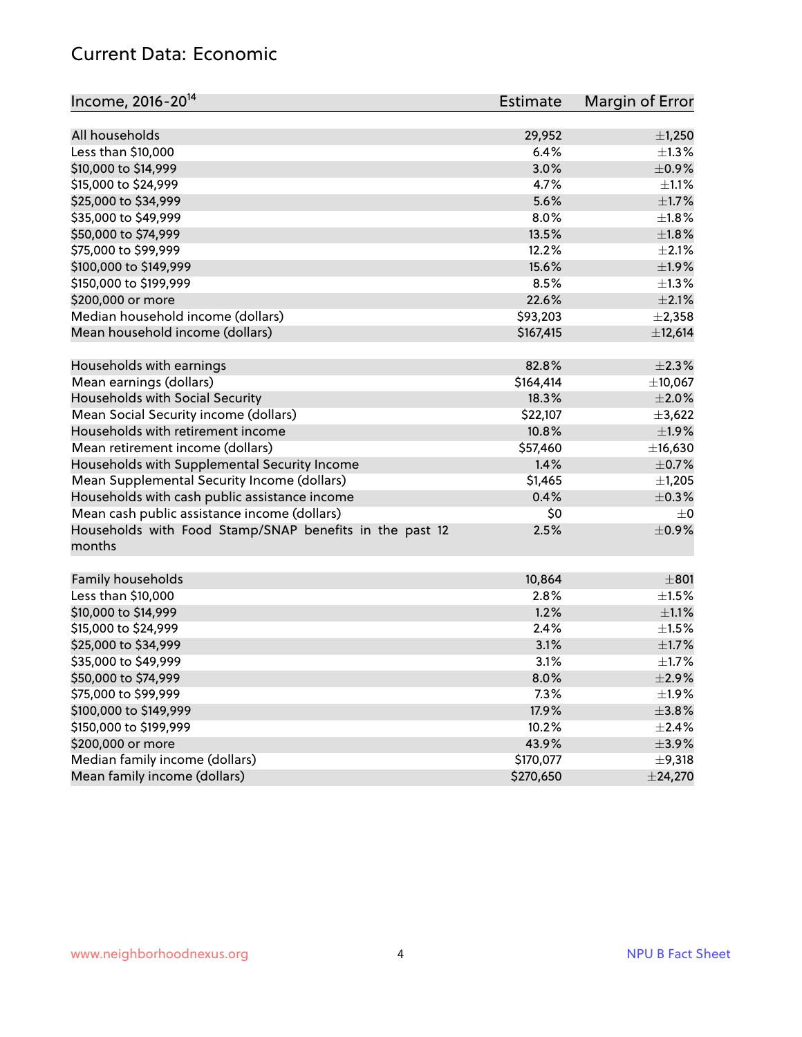# Current Data: Economic

| Income, 2016-20[14] | Estimate | Margin of Error |
|---|---|---|
| All households | 29,952 | ±1,250 |
| Less than $10,000 | 6.4% | ±1.3% |
| $10,000 to $14,999 | 3.0% | ±0.9% |
| $15,000 to $24,999 | 4.7% | ±1.1% |
| $25,000 to $34,999 | 5.6% | ±1.7% |
| $35,000 to $49,999 | 8.0% | ±1.8% |
| $50,000 to $74,999 | 13.5% | ±1.8% |
| $75,000 to $99,999 | 12.2% | ±2.1% |
| $100,000 to $149,999 | 15.6% | ±1.9% |
| $150,000 to $199,999 | 8.5% | ±1.3% |
| $200,000 or more | 22.6% | ±2.1% |
| Median household income (dollars) | $93,203 | ±2,358 |
| Mean household income (dollars) | $167,415 | ±12,614 |
| | | |
| Households with earnings | 82.8% | ±2.3% |
| Mean earnings (dollars) | $164,414 | ±10,067 |
| Households with Social Security | 18.3% | ±2.0% |
| Mean Social Security income (dollars) | $22,107 | ±3,622 |
| Households with retirement income | 10.8% | ±1.9% |
| Mean retirement income (dollars) | $57,460 | ±16,630 |
| Households with Supplemental Security Income | 1.4% | ±0.7% |
| Mean Supplemental Security Income (dollars) | $1,465 | ±1,205 |
| Households with cash public assistance income | 0.4% | ±0.3% |
| Mean cash public assistance income (dollars) | $0 | ±0 |
| Households with Food Stamp/SNAP benefits in the past 12 months | 2.5% | ±0.9% |
| | | |
| Family households | 10,864 | ±801 |
| Less than $10,000 | 2.8% | ±1.5% |
| $10,000 to $14,999 | 1.2% | ±1.1% |
| $15,000 to $24,999 | 2.4% | ±1.5% |
| $25,000 to $34,999 | 3.1% | ±1.7% |
| $35,000 to $49,999 | 3.1% | ±1.7% |
| $50,000 to $74,999 | 8.0% | ±2.9% |
| $75,000 to $99,999 | 7.3% | ±1.9% |
| $100,000 to $149,999 | 17.9% | ±3.8% |
| $150,000 to $199,999 | 10.2% | ±2.4% |
| $200,000 or more | 43.9% | ±3.9% |
| Median family income (dollars) | $170,077 | ±9,318 |
| Mean family income (dollars) | $270,650 | ±24,270 |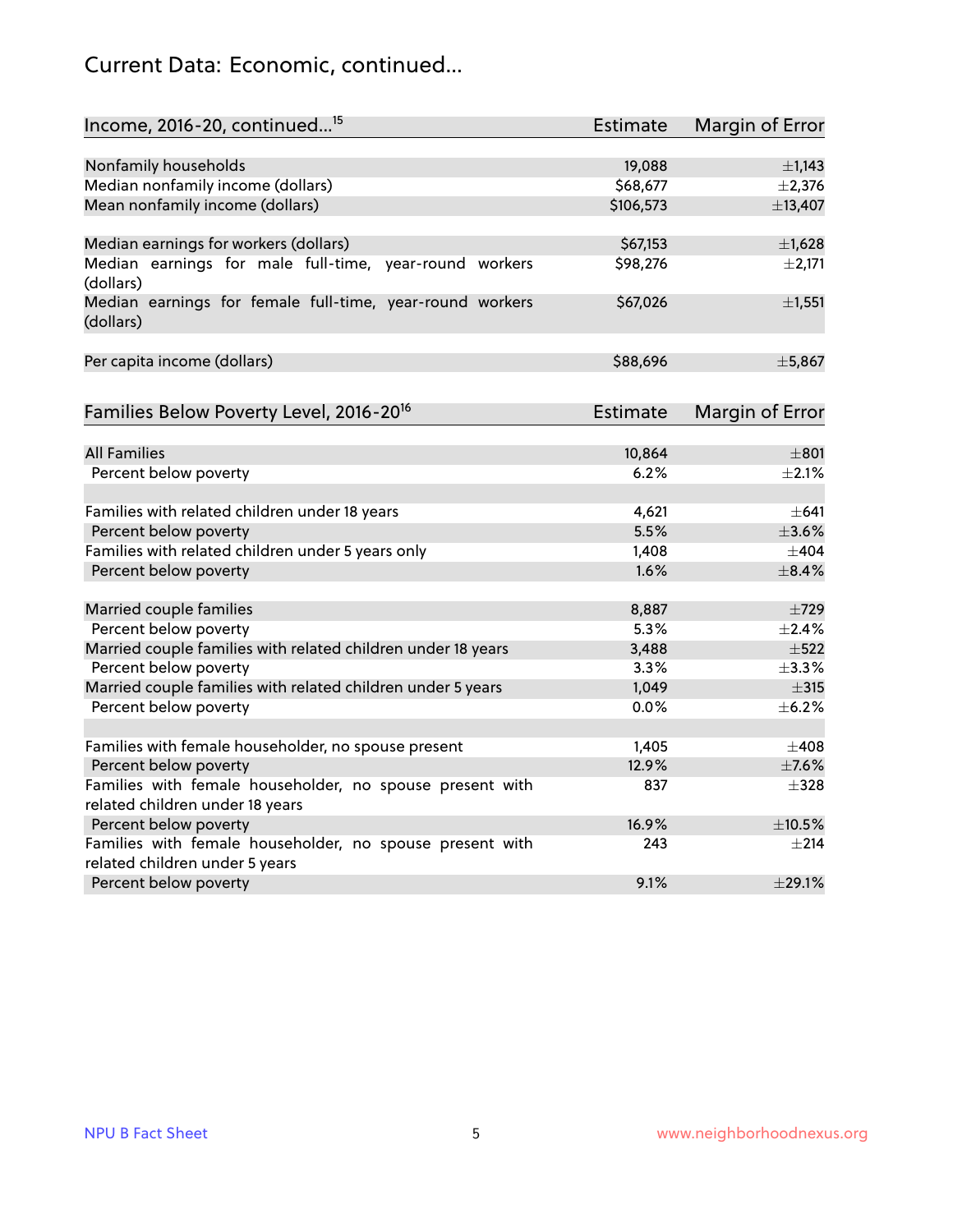# Current Data: Economic, continued...

| Income, 2016-20, continued...[15] | Estimate | Margin of Error |
|---|---|---|
| Nonfamily households | 19,088 | ±1,143 |
| Median nonfamily income (dollars) | $68,677 | ±2,376 |
| Mean nonfamily income (dollars) | $106,573 | ±13,407 |
| | | |
| Median earnings for workers (dollars) | $67,153 | ±1,628 |
| Median earnings for male full-time, year-round workers (dollars) | $98,276 | ±2,171 |
| Median earnings for female full-time, year-round workers (dollars) | $67,026 | ±1,551 |
| | | |
| Per capita income (dollars) | $88,696 | ±5,867 |

| Families Below Poverty Level, 2016-20[16] | Estimate | Margin of Error |
|---|---|---|
| All Families | 10,864 | ±801 |
| Percent below poverty | 6.2% | ±2.1% |
| | | |
| Families with related children under 18 years | 4,621 | ±641 |
| Percent below poverty | 5.5% | ±3.6% |
| Families with related children under 5 years only | 1,408 | ±404 |
| Percent below poverty | 1.6% | ±8.4% |
| | | |
| Married couple families | 8,887 | ±729 |
| Percent below poverty | 5.3% | ±2.4% |
| Married couple families with related children under 18 years | 3,488 | ±522 |
| Percent below poverty | 3.3% | ±3.3% |
| Married couple families with related children under 5 years | 1,049 | ±315 |
| Percent below poverty | 0.0% | ±6.2% |
| | | |
| Families with female householder, no spouse present | 1,405 | ±408 |
| Percent below poverty | 12.9% | ±7.6% |
| Families with female householder, no spouse present with related children under 18 years | 837 | ±328 |
| Percent below poverty | 16.9% | ±10.5% |
| Families with female householder, no spouse present with related children under 5 years | 243 | ±214 |
| Percent below poverty | 9.1% | ±29.1% |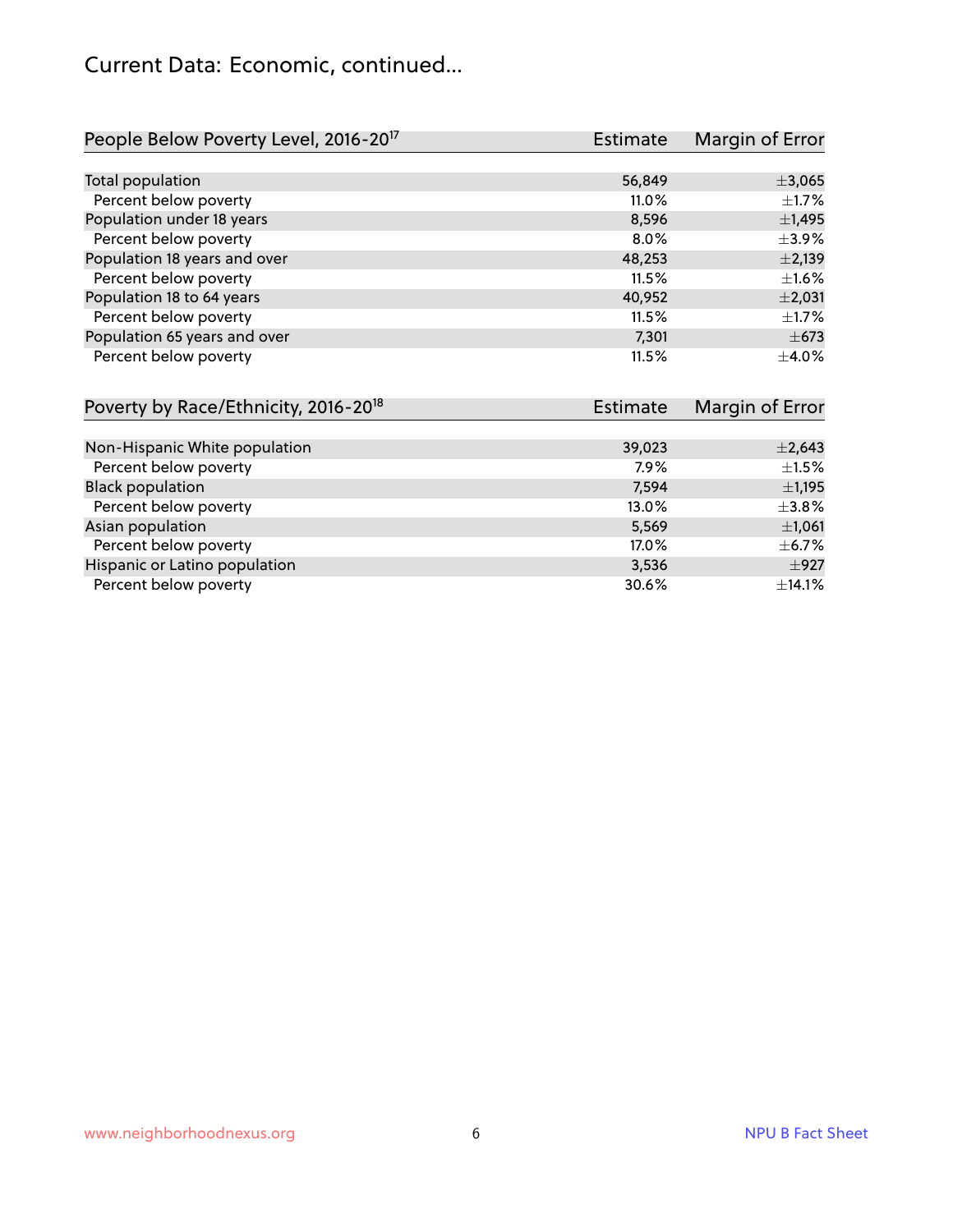# Current Data: Economic, continued...

| People Below Poverty Level, 2016-20[17] | Estimate | Margin of Error |
|---|---|---|
| Total population | 56,849 | ±3,065 |
| Percent below poverty | 11.0% | ±1.7% |
| Population under 18 years | 8,596 | ±1,495 |
| Percent below poverty | 8.0% | ±3.9% |
| Population 18 years and over | 48,253 | ±2,139 |
| Percent below poverty | 11.5% | ±1.6% |
| Population 18 to 64 years | 40,952 | ±2,031 |
| Percent below poverty | 11.5% | ±1.7% |
| Population 65 years and over | 7,301 | ±673 |
| Percent below poverty | 11.5% | ±4.0% |

| Poverty by Race/Ethnicity, 2016-20[18] | Estimate | Margin of Error |
|---|---|---|
| Non-Hispanic White population | 39,023 | ±2,643 |
| Percent below poverty | 7.9% | ±1.5% |
| Black population | 7,594 | ±1,195 |
| Percent below poverty | 13.0% | ±3.8% |
| Asian population | 5,569 | ±1,061 |
| Percent below poverty | 17.0% | ±6.7% |
| Hispanic or Latino population | 3,536 | ±927 |
| Percent below poverty | 30.6% | ±14.1% |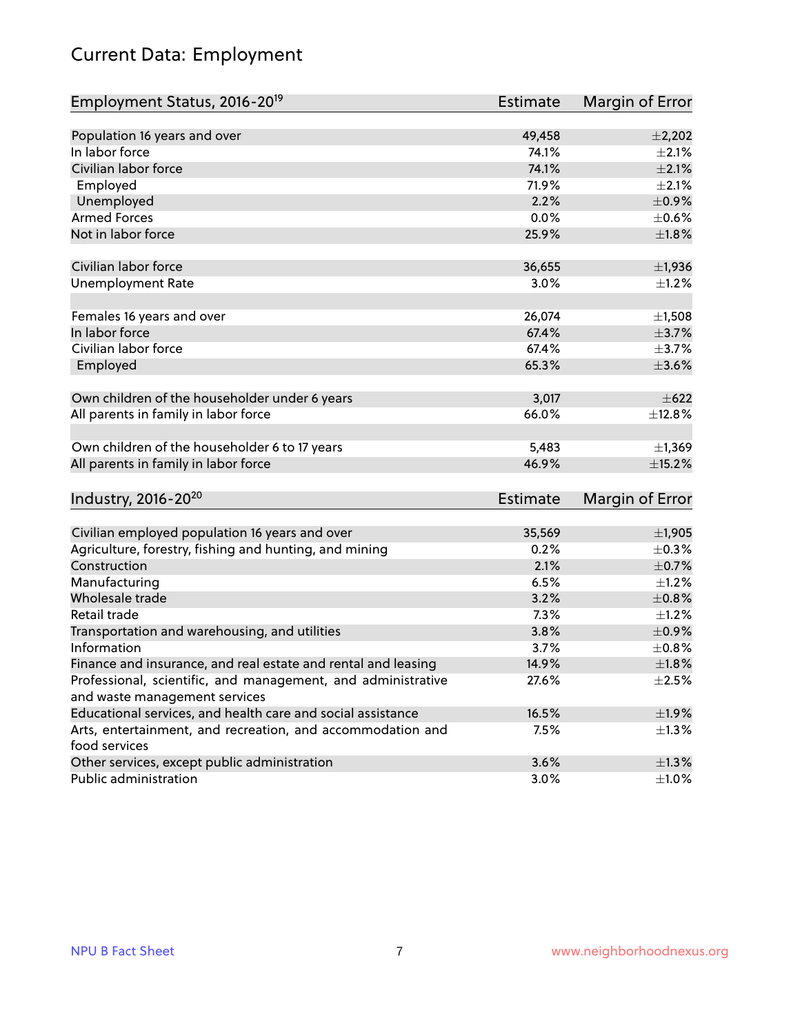# Current Data: Employment

| Employment Status, 2016-20[19] | Estimate | Margin of Error |
|---|---|---|
| Population 16 years and over | 49,458 | ±2,202 |
| In labor force | 74.1% | ±2.1% |
| Civilian labor force | 74.1% | ±2.1% |
| Employed | 71.9% | ±2.1% |
| Unemployed | 2.2% | ±0.9% |
| Armed Forces | 0.0% | ±0.6% |
| Not in labor force | 25.9% | ±1.8% |
| | | |
| Civilian labor force | 36,655 | ±1,936 |
| Unemployment Rate | 3.0% | ±1.2% |
| | | |
| Females 16 years and over | 26,074 | ±1,508 |
| In labor force | 67.4% | ±3.7% |
| Civilian labor force | 67.4% | ±3.7% |
| Employed | 65.3% | ±3.6% |
| | | |
| Own children of the householder under 6 years | 3,017 | ±622 |
| All parents in family in labor force | 66.0% | ±12.8% |
| | | |
| Own children of the householder 6 to 17 years | 5,483 | ±1,369 |
| All parents in family in labor force | 46.9% | ±15.2% |

| Industry, 2016-20[20] | Estimate | Margin of Error |
|---|---|---|
| Civilian employed population 16 years and over | 35,569 | ±1,905 |
| Agriculture, forestry, fishing and hunting, and mining | 0.2% | ±0.3% |
| Construction | 2.1% | ±0.7% |
| Manufacturing | 6.5% | ±1.2% |
| Wholesale trade | 3.2% | ±0.8% |
| Retail trade | 7.3% | ±1.2% |
| Transportation and warehousing, and utilities | 3.8% | ±0.9% |
| Information | 3.7% | ±0.8% |
| Finance and insurance, and real estate and rental and leasing | 14.9% | ±1.8% |
| Professional, scientific, and management, and administrative and waste management services | 27.6% | ±2.5% |
| Educational services, and health care and social assistance | 16.5% | ±1.9% |
| Arts, entertainment, and recreation, and accommodation and food services | 7.5% | ±1.3% |
| Other services, except public administration | 3.6% | ±1.3% |
| Public administration | 3.0% | ±1.0% |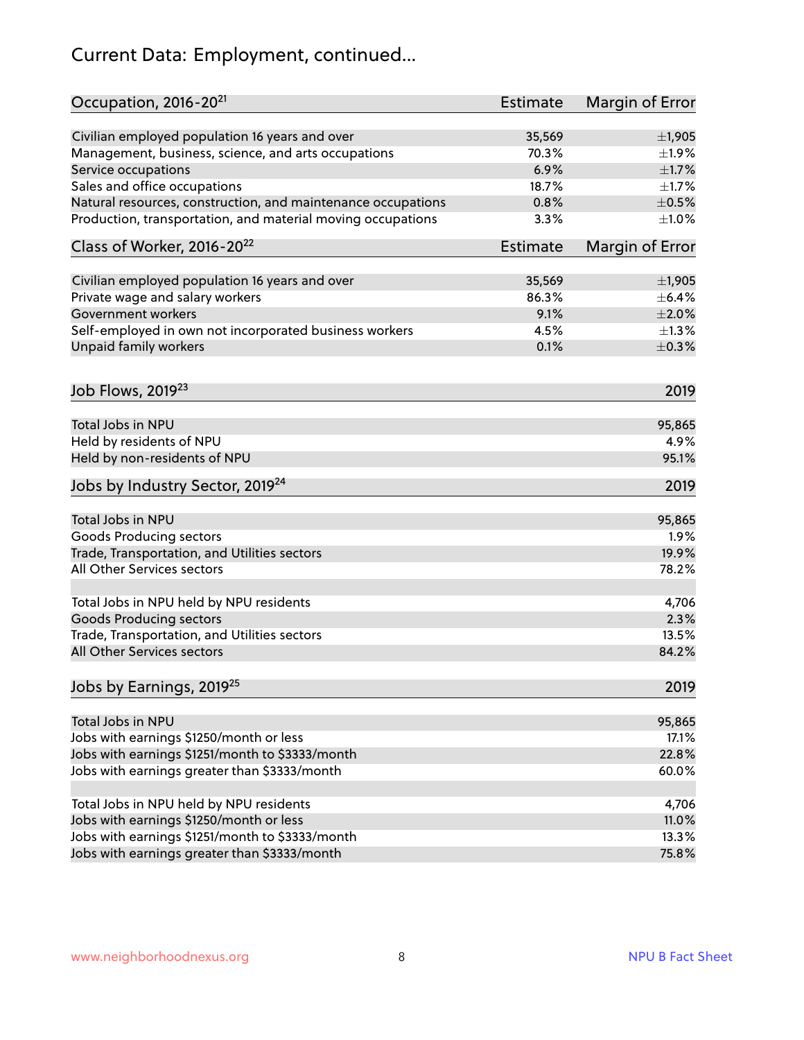# Current Data: Employment, continued...

| Occupation, 2016-20[21] | Estimate | Margin of Error |
|---|---|---|
| Civilian employed population 16 years and over | 35,569 | ±1,905 |
| Management, business, science, and arts occupations | 70.3% | ±1.9% |
| Service occupations | 6.9% | ±1.7% |
| Sales and office occupations | 18.7% | ±1.7% |
| Natural resources, construction, and maintenance occupations | 0.8% | ±0.5% |
| Production, transportation, and material moving occupations | 3.3% | ±1.0% |

| Class of Worker, 2016-20[22] | Estimate | Margin of Error |
|---|---|---|
| Civilian employed population 16 years and over | 35,569 | ±1,905 |
| Private wage and salary workers | 86.3% | ±6.4% |
| Government workers | 9.1% | ±2.0% |
| Self-employed in own not incorporated business workers | 4.5% | ±1.3% |
| Unpaid family workers | 0.1% | ±0.3% |

| Job Flows, 2019[23] | 2019 |
|---|---|
| Total Jobs in NPU | 95,865 |
| Held by residents of NPU | 4.9% |
| Held by non-residents of NPU | 95.1% |

| Jobs by Industry Sector, 2019[24] | 2019 |
|---|---|
| Total Jobs in NPU | 95,865 |
| Goods Producing sectors | 1.9% |
| Trade, Transportation, and Utilities sectors | 19.9% |
| All Other Services sectors | 78.2% |
| | |
| Total Jobs in NPU held by NPU residents | 4,706 |
| Goods Producing sectors | 2.3% |
| Trade, Transportation, and Utilities sectors | 13.5% |
| All Other Services sectors | 84.2% |

| Jobs by Earnings, 2019[25] | 2019 |
|---|---|
| Total Jobs in NPU | 95,865 |
| Jobs with earnings $1250/month or less | 17.1% |
| Jobs with earnings $1251/month to $3333/month | 22.8% |
| Jobs with earnings greater than $3333/month | 60.0% |
| | |
| Total Jobs in NPU held by NPU residents | 4,706 |
| Jobs with earnings $1250/month or less | 11.0% |
| Jobs with earnings $1251/month to $3333/month | 13.3% |
| Jobs with earnings greater than $3333/month | 75.8% |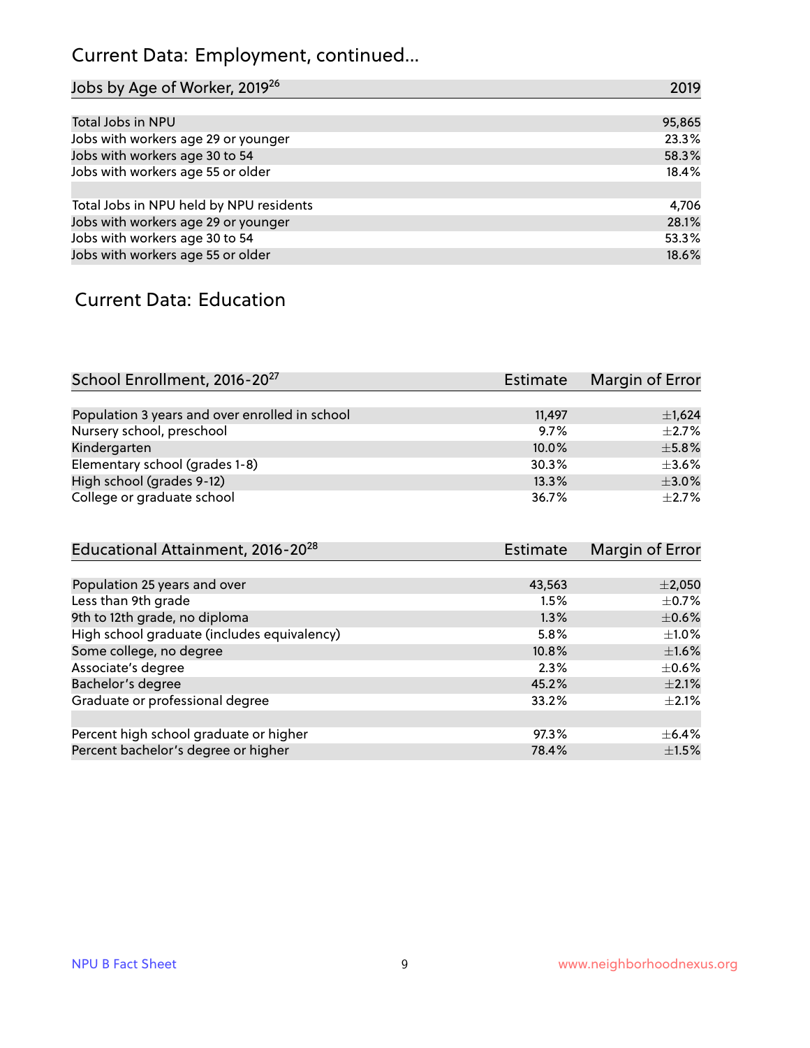## Current Data: Employment, continued...

| Jobs by Age of Worker, 2019[26] | 2019 |
|---|---|
| Total Jobs in NPU | 95,865 |
| Jobs with workers age 29 or younger | 23.3% |
| Jobs with workers age 30 to 54 | 58.3% |
| Jobs with workers age 55 or older | 18.4% |
| | |
| Total Jobs in NPU held by NPU residents | 4,706 |
| Jobs with workers age 29 or younger | 28.1% |
| Jobs with workers age 30 to 54 | 53.3% |
| Jobs with workers age 55 or older | 18.6% |

## Current Data: Education

| School Enrollment, 2016-20[27] | Estimate | Margin of Error |
|---|---|---|
| Population 3 years and over enrolled in school | 11,497 | ±1,624 |
| Nursery school, preschool | 9.7% | ±2.7% |
| Kindergarten | 10.0% | ±5.8% |
| Elementary school (grades 1-8) | 30.3% | ±3.6% |
| High school (grades 9-12) | 13.3% | ±3.0% |
| College or graduate school | 36.7% | ±2.7% |

| Educational Attainment, 2016-20[28] | Estimate | Margin of Error |
|---|---|---|
| Population 25 years and over | 43,563 | ±2,050 |
| Less than 9th grade | 1.5% | ±0.7% |
| 9th to 12th grade, no diploma | 1.3% | ±0.6% |
| High school graduate (includes equivalency) | 5.8% | ±1.0% |
| Some college, no degree | 10.8% | ±1.6% |
| Associate's degree | 2.3% | ±0.6% |
| Bachelor's degree | 45.2% | ±2.1% |
| Graduate or professional degree | 33.2% | ±2.1% |
| | | |
| Percent high school graduate or higher | 97.3% | ±6.4% |
| Percent bachelor's degree or higher | 78.4% | ±1.5% |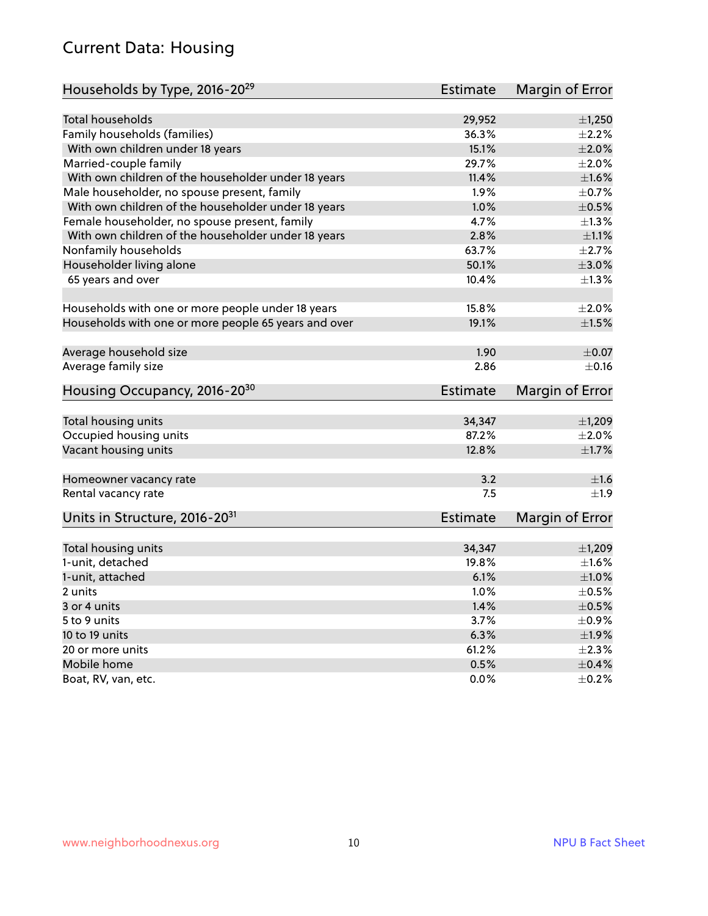## Current Data: Housing

| Households by Type, 2016-20[29] | Estimate | Margin of Error |
|---|---|---|
| Total households | 29,952 | ±1,250 |
| Family households (families) | 36.3% | ±2.2% |
| With own children under 18 years | 15.1% | ±2.0% |
| Married-couple family | 29.7% | ±2.0% |
| With own children of the householder under 18 years | 11.4% | ±1.6% |
| Male householder, no spouse present, family | 1.9% | ±0.7% |
| With own children of the householder under 18 years | 1.0% | ±0.5% |
| Female householder, no spouse present, family | 4.7% | ±1.3% |
| With own children of the householder under 18 years | 2.8% | ±1.1% |
| Nonfamily households | 63.7% | ±2.7% |
| Householder living alone | 50.1% | ±3.0% |
| 65 years and over | 10.4% | ±1.3% |
| | | |
| Households with one or more people under 18 years | 15.8% | ±2.0% |
| Households with one or more people 65 years and over | 19.1% | ±1.5% |
| | | |
| Average household size | 1.90 | ±0.07 |
| Average family size | 2.86 | ±0.16 |

| Housing Occupancy, 2016-20[30] | Estimate | Margin of Error |
|---|---|---|
| Total housing units | 34,347 | ±1,209 |
| Occupied housing units | 87.2% | ±2.0% |
| Vacant housing units | 12.8% | ±1.7% |
| | | |
| Homeowner vacancy rate | 3.2 | ±1.6 |
| Rental vacancy rate | 7.5 | ±1.9 |

| Units in Structure, 2016-20[31] | Estimate | Margin of Error |
|---|---|---|
| Total housing units | 34,347 | ±1,209 |
| 1-unit, detached | 19.8% | ±1.6% |
| 1-unit, attached | 6.1% | ±1.0% |
| 2 units | 1.0% | ±0.5% |
| 3 or 4 units | 1.4% | ±0.5% |
| 5 to 9 units | 3.7% | ±0.9% |
| 10 to 19 units | 6.3% | ±1.9% |
| 20 or more units | 61.2% | ±2.3% |
| Mobile home | 0.5% | ±0.4% |
| Boat, RV, van, etc. | 0.0% | ±0.2% |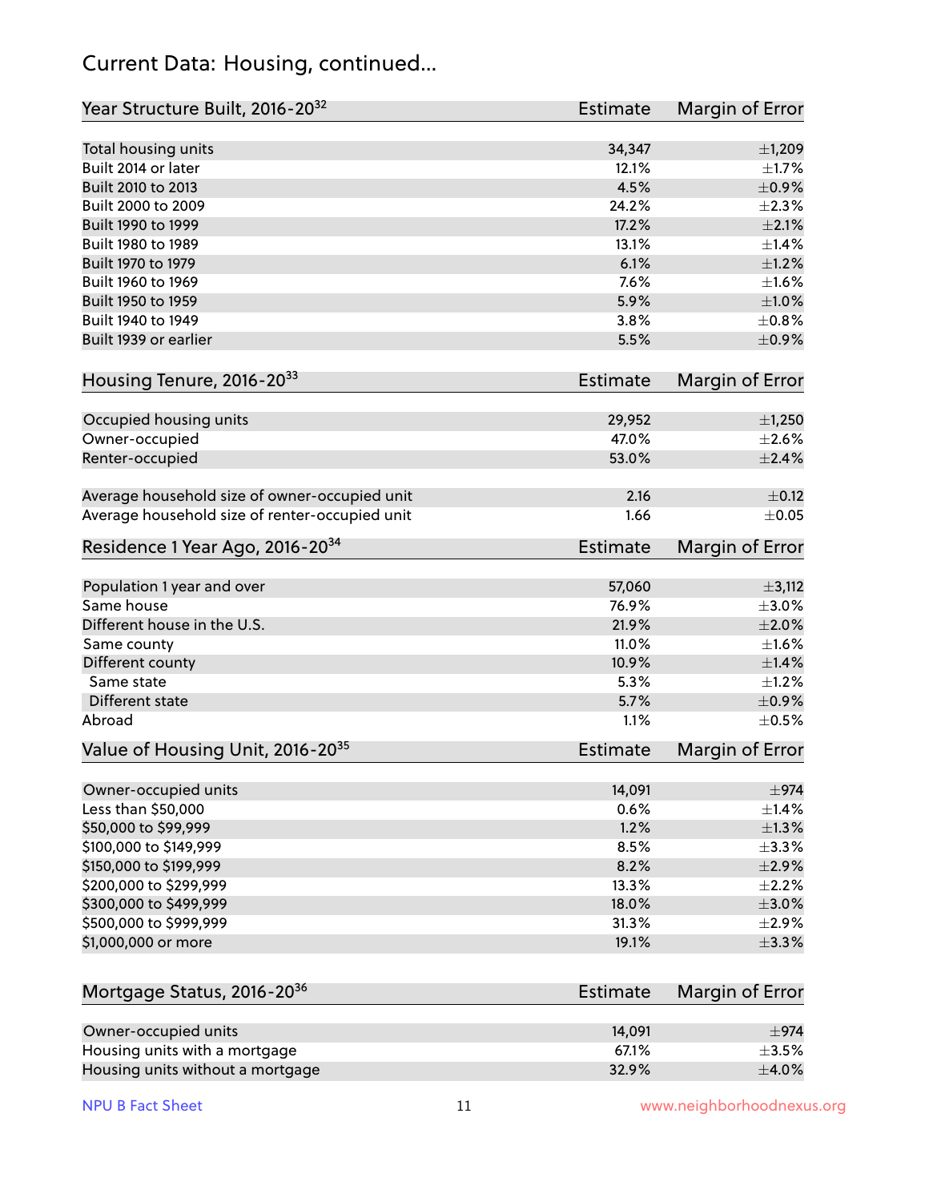## Current Data: Housing, continued...

| Year Structure Built, 2016-20[32] | Estimate | Margin of Error |
|---|---|---|
| Total housing units | 34,347 | ±1,209 |
| Built 2014 or later | 12.1% | ±1.7% |
| Built 2010 to 2013 | 4.5% | ±0.9% |
| Built 2000 to 2009 | 24.2% | ±2.3% |
| Built 1990 to 1999 | 17.2% | ±2.1% |
| Built 1980 to 1989 | 13.1% | ±1.4% |
| Built 1970 to 1979 | 6.1% | ±1.2% |
| Built 1960 to 1969 | 7.6% | ±1.6% |
| Built 1950 to 1959 | 5.9% | ±1.0% |
| Built 1940 to 1949 | 3.8% | ±0.8% |
| Built 1939 or earlier | 5.5% | ±0.9% |

| Housing Tenure, 2016-20[33] | Estimate | Margin of Error |
|---|---|---|
| Occupied housing units | 29,952 | ±1,250 |
| Owner-occupied | 47.0% | ±2.6% |
| Renter-occupied | 53.0% | ±2.4% |
| | | |
| Average household size of owner-occupied unit | 2.16 | ±0.12 |
| Average household size of renter-occupied unit | 1.66 | ±0.05 |

| Residence 1 Year Ago, 2016-20[34] | Estimate | Margin of Error |
|---|---|---|
| Population 1 year and over | 57,060 | ±3,112 |
| Same house | 76.9% | ±3.0% |
| Different house in the U.S. | 21.9% | ±2.0% |
| Same county | 11.0% | ±1.6% |
| Different county | 10.9% | ±1.4% |
| Same state | 5.3% | ±1.2% |
| Different state | 5.7% | ±0.9% |
| Abroad | 1.1% | ±0.5% |

| Value of Housing Unit, 2016-20[35] | Estimate | Margin of Error |
|---|---|---|
| Owner-occupied units | 14,091 | ±974 |
| Less than $50,000 | 0.6% | ±1.4% |
| $50,000 to $99,999 | 1.2% | ±1.3% |
| $100,000 to $149,999 | 8.5% | ±3.3% |
| $150,000 to $199,999 | 8.2% | ±2.9% |
| $200,000 to $299,999 | 13.3% | ±2.2% |
| $300,000 to $499,999 | 18.0% | ±3.0% |
| $500,000 to $999,999 | 31.3% | ±2.9% |
| $1,000,000 or more | 19.1% | ±3.3% |

| Mortgage Status, 2016-20[36] | Estimate | Margin of Error |
|---|---|---|
| Owner-occupied units | 14,091 | ±974 |
| Housing units with a mortgage | 67.1% | ±3.5% |
| Housing units without a mortgage | 32.9% | ±4.0% |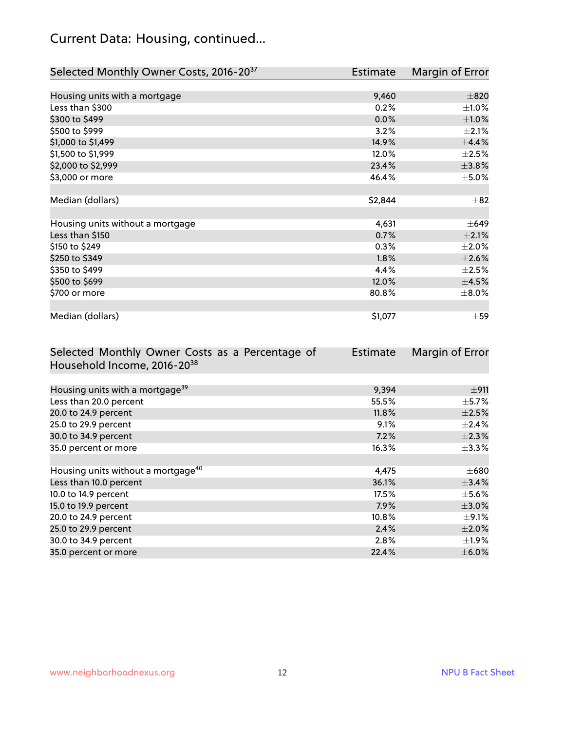# Current Data: Housing, continued...

| Selected Monthly Owner Costs, 2016-20[37] | Estimate | Margin of Error |
|---|---|---|
| Housing units with a mortgage | 9,460 | ±820 |
| Less than $300 | 0.2% | ±1.0% |
| $300 to $499 | 0.0% | ±1.0% |
| $500 to $999 | 3.2% | ±2.1% |
| $1,000 to $1,499 | 14.9% | ±4.4% |
| $1,500 to $1,999 | 12.0% | ±2.5% |
| $2,000 to $2,999 | 23.4% | ±3.8% |
| $3,000 or more | 46.4% | ±5.0% |
| | | |
| Median (dollars) | $2,844 | ±82 |
| | | |
| Housing units without a mortgage | 4,631 | ±649 |
| Less than $150 | 0.7% | ±2.1% |
| $150 to $249 | 0.3% | ±2.0% |
| $250 to $349 | 1.8% | ±2.6% |
| $350 to $499 | 4.4% | ±2.5% |
| $500 to $699 | 12.0% | ±4.5% |
| $700 or more | 80.8% | ±8.0% |
| | | |
| Median (dollars) | $1,077 | ±59 |

| Selected Monthly Owner Costs as a Percentage of Household Income, 2016-20[38] | Estimate | Margin of Error |
|---|---|---|
| Housing units with a mortgage[39] | 9,394 | ±911 |
| Less than 20.0 percent | 55.5% | ±5.7% |
| 20.0 to 24.9 percent | 11.8% | ±2.5% |
| 25.0 to 29.9 percent | 9.1% | ±2.4% |
| 30.0 to 34.9 percent | 7.2% | ±2.3% |
| 35.0 percent or more | 16.3% | ±3.3% |
| | | |
| Housing units without a mortgage[40] | 4,475 | ±680 |
| Less than 10.0 percent | 36.1% | ±3.4% |
| 10.0 to 14.9 percent | 17.5% | ±5.6% |
| 15.0 to 19.9 percent | 7.9% | ±3.0% |
| 20.0 to 24.9 percent | 10.8% | ±9.1% |
| 25.0 to 29.9 percent | 2.4% | ±2.0% |
| 30.0 to 34.9 percent | 2.8% | ±1.9% |
| 35.0 percent or more | 22.4% | ±6.0% |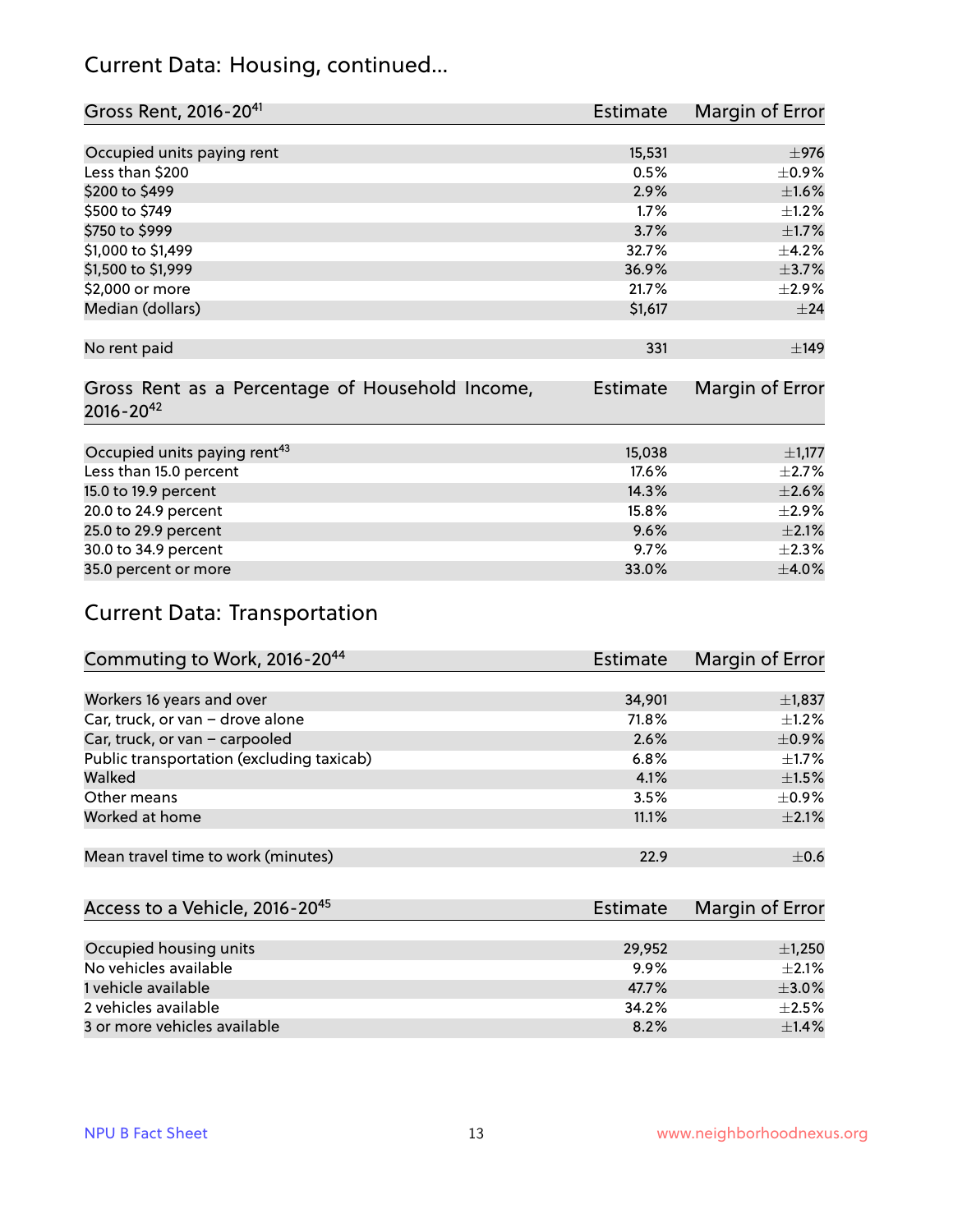## Current Data: Housing, continued...

| Gross Rent, 2016-20[41] | Estimate | Margin of Error |
|---|---|---|
| Occupied units paying rent | 15,531 | ±976 |
| Less than $200 | 0.5% | ±0.9% |
| $200 to $499 | 2.9% | ±1.6% |
| $500 to $749 | 1.7% | ±1.2% |
| $750 to $999 | 3.7% | ±1.7% |
| $1,000 to $1,499 | 32.7% | ±4.2% |
| $1,500 to $1,999 | 36.9% | ±3.7% |
| $2,000 or more | 21.7% | ±2.9% |
| Median (dollars) | $1,617 | ±24 |
| No rent paid | 331 | ±149 |

| Gross Rent as a Percentage of Household Income, 2016-20[42] | Estimate | Margin of Error |
|---|---|---|
| Occupied units paying rent[43] | 15,038 | ±1,177 |
| Less than 15.0 percent | 17.6% | ±2.7% |
| 15.0 to 19.9 percent | 14.3% | ±2.6% |
| 20.0 to 24.9 percent | 15.8% | ±2.9% |
| 25.0 to 29.9 percent | 9.6% | ±2.1% |
| 30.0 to 34.9 percent | 9.7% | ±2.3% |
| 35.0 percent or more | 33.0% | ±4.0% |

## Current Data: Transportation

| Commuting to Work, 2016-20[44] | Estimate | Margin of Error |
|---|---|---|
| Workers 16 years and over | 34,901 | ±1,837 |
| Car, truck, or van – drove alone | 71.8% | ±1.2% |
| Car, truck, or van – carpooled | 2.6% | ±0.9% |
| Public transportation (excluding taxicab) | 6.8% | ±1.7% |
| Walked | 4.1% | ±1.5% |
| Other means | 3.5% | ±0.9% |
| Worked at home | 11.1% | ±2.1% |
| Mean travel time to work (minutes) | 22.9 | ±0.6 |

| Access to a Vehicle, 2016-20[45] | Estimate | Margin of Error |
|---|---|---|
| Occupied housing units | 29,952 | ±1,250 |
| No vehicles available | 9.9% | ±2.1% |
| 1 vehicle available | 47.7% | ±3.0% |
| 2 vehicles available | 34.2% | ±2.5% |
| 3 or more vehicles available | 8.2% | ±1.4% |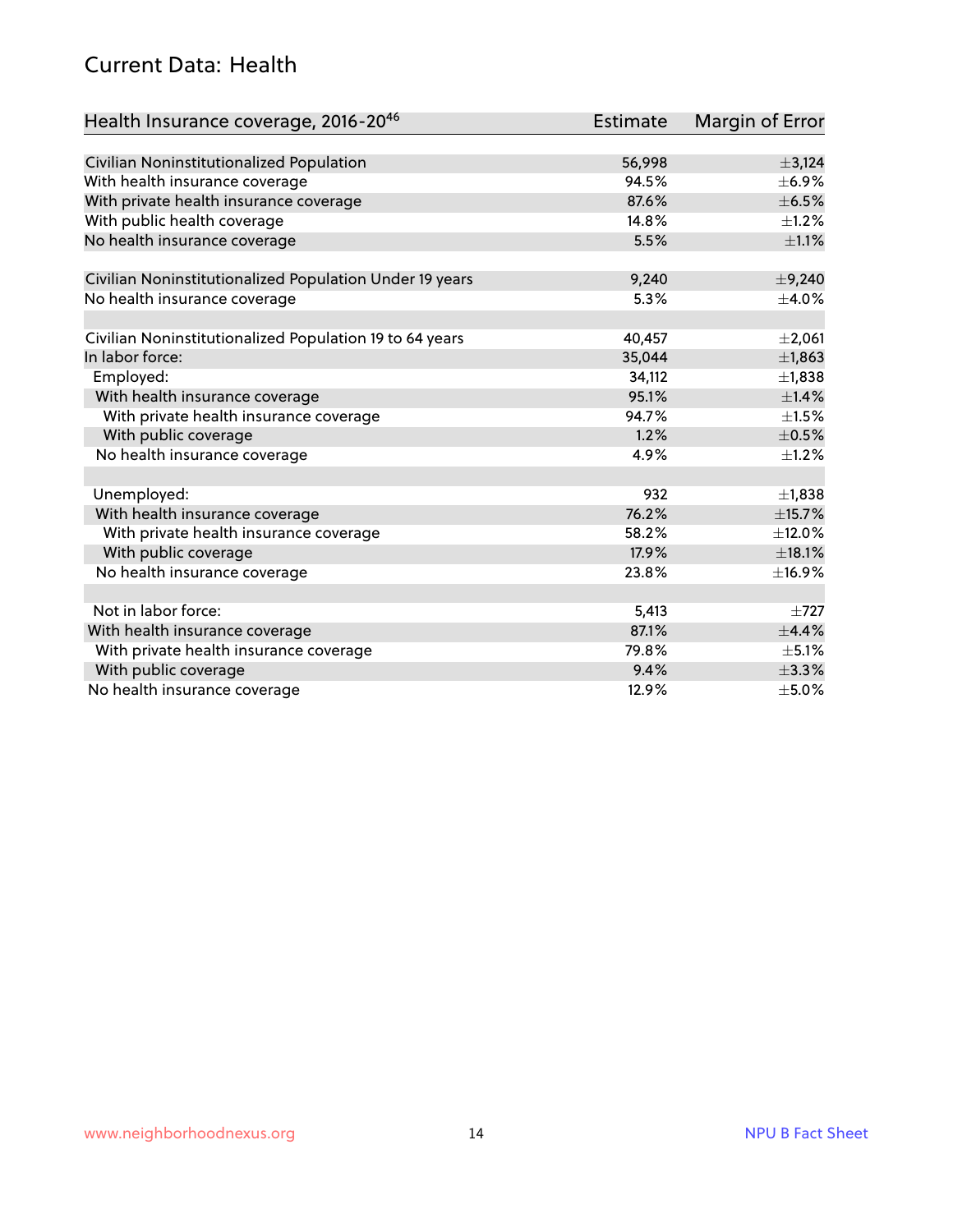## Current Data: Health

| Health Insurance coverage, 2016-20[46] | Estimate | Margin of Error |
|---|---|---|
| Civilian Noninstitutionalized Population | 56,998 | ±3,124 |
| With health insurance coverage | 94.5% | ±6.9% |
| With private health insurance coverage | 87.6% | ±6.5% |
| With public health coverage | 14.8% | ±1.2% |
| No health insurance coverage | 5.5% | ±1.1% |
| | | |
| Civilian Noninstitutionalized Population Under 19 years | 9,240 | ±9,240 |
| No health insurance coverage | 5.3% | ±4.0% |
| | | |
| Civilian Noninstitutionalized Population 19 to 64 years | 40,457 | ±2,061 |
| In labor force: | 35,044 | ±1,863 |
| Employed: | 34,112 | ±1,838 |
| With health insurance coverage | 95.1% | ±1.4% |
| With private health insurance coverage | 94.7% | ±1.5% |
| With public coverage | 1.2% | ±0.5% |
| No health insurance coverage | 4.9% | ±1.2% |
| | | |
| Unemployed: | 932 | ±1,838 |
| With health insurance coverage | 76.2% | ±15.7% |
| With private health insurance coverage | 58.2% | ±12.0% |
| With public coverage | 17.9% | ±18.1% |
| No health insurance coverage | 23.8% | ±16.9% |
| | | |
| Not in labor force: | 5,413 | ±727 |
| With health insurance coverage | 87.1% | ±4.4% |
| With private health insurance coverage | 79.8% | ±5.1% |
| With public coverage | 9.4% | ±3.3% |
| No health insurance coverage | 12.9% | ±5.0% |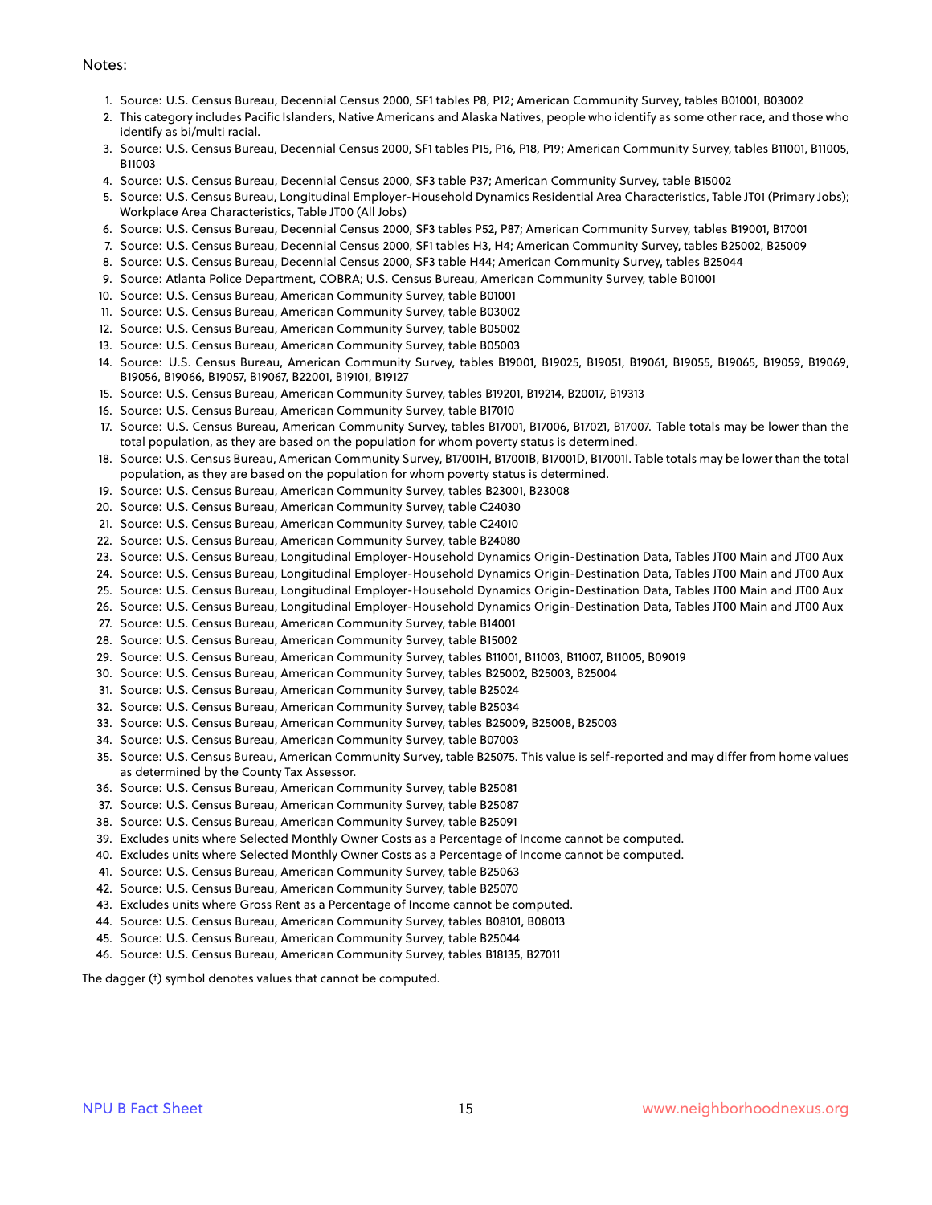Notes:

1. Source: U.S. Census Bureau, Decennial Census 2000, SF1 tables P8, P12; American Community Survey, tables B01001, B03002
2. This category includes Pacific Islanders, Native Americans and Alaska Natives, people who identify as some other race, and those who identify as bi/multi racial.
3. Source: U.S. Census Bureau, Decennial Census 2000, SF1 tables P15, P16, P18, P19; American Community Survey, tables B11001, B11005, B11003
4. Source: U.S. Census Bureau, Decennial Census 2000, SF3 table P37; American Community Survey, table B15002
5. Source: U.S. Census Bureau, Longitudinal Employer-Household Dynamics Residential Area Characteristics, Table JT01 (Primary Jobs); Workplace Area Characteristics, Table JT00 (All Jobs)
6. Source: U.S. Census Bureau, Decennial Census 2000, SF3 tables P52, P87; American Community Survey, tables B19001, B17001
7. Source: U.S. Census Bureau, Decennial Census 2000, SF1 tables H3, H4; American Community Survey, tables B25002, B25009
8. Source: U.S. Census Bureau, Decennial Census 2000, SF3 table H44; American Community Survey, tables B25044
9. Source: Atlanta Police Department, COBRA; U.S. Census Bureau, American Community Survey, table B01001
10. Source: U.S. Census Bureau, American Community Survey, table B01001
11. Source: U.S. Census Bureau, American Community Survey, table B03002
12. Source: U.S. Census Bureau, American Community Survey, table B05002
13. Source: U.S. Census Bureau, American Community Survey, table B05003
14. Source: U.S. Census Bureau, American Community Survey, tables B19001, B19025, B19051, B19061, B19055, B19065, B19059, B19069, B19056, B19066, B19057, B19067, B22001, B19101, B19127
15. Source: U.S. Census Bureau, American Community Survey, tables B19201, B19214, B20017, B19313
16. Source: U.S. Census Bureau, American Community Survey, table B17010
17. Source: U.S. Census Bureau, American Community Survey, tables B17001, B17006, B17021, B17007. Table totals may be lower than the total population, as they are based on the population for whom poverty status is determined.
18. Source: U.S. Census Bureau, American Community Survey, B17001H, B17001B, B17001D, B17001I. Table totals may be lower than the total population, as they are based on the population for whom poverty status is determined.
19. Source: U.S. Census Bureau, American Community Survey, tables B23001, B23008
20. Source: U.S. Census Bureau, American Community Survey, table C24030
21. Source: U.S. Census Bureau, American Community Survey, table C24010
22. Source: U.S. Census Bureau, American Community Survey, table B24080
23. Source: U.S. Census Bureau, Longitudinal Employer-Household Dynamics Origin-Destination Data, Tables JT00 Main and JT00 Aux
24. Source: U.S. Census Bureau, Longitudinal Employer-Household Dynamics Origin-Destination Data, Tables JT00 Main and JT00 Aux
25. Source: U.S. Census Bureau, Longitudinal Employer-Household Dynamics Origin-Destination Data, Tables JT00 Main and JT00 Aux
26. Source: U.S. Census Bureau, Longitudinal Employer-Household Dynamics Origin-Destination Data, Tables JT00 Main and JT00 Aux
27. Source: U.S. Census Bureau, American Community Survey, table B14001
28. Source: U.S. Census Bureau, American Community Survey, table B15002
29. Source: U.S. Census Bureau, American Community Survey, tables B11001, B11003, B11007, B11005, B09019
30. Source: U.S. Census Bureau, American Community Survey, tables B25002, B25003, B25004
31. Source: U.S. Census Bureau, American Community Survey, table B25024
32. Source: U.S. Census Bureau, American Community Survey, table B25034
33. Source: U.S. Census Bureau, American Community Survey, tables B25009, B25008, B25003
34. Source: U.S. Census Bureau, American Community Survey, table B07003
35. Source: U.S. Census Bureau, American Community Survey, table B25075. This value is self-reported and may differ from home values as determined by the County Tax Assessor.
36. Source: U.S. Census Bureau, American Community Survey, table B25081
37. Source: U.S. Census Bureau, American Community Survey, table B25087
38. Source: U.S. Census Bureau, American Community Survey, table B25091
39. Excludes units where Selected Monthly Owner Costs as a Percentage of Income cannot be computed.
40. Excludes units where Selected Monthly Owner Costs as a Percentage of Income cannot be computed.
41. Source: U.S. Census Bureau, American Community Survey, table B25063
42. Source: U.S. Census Bureau, American Community Survey, table B25070
43. Excludes units where Gross Rent as a Percentage of Income cannot be computed.
44. Source: U.S. Census Bureau, American Community Survey, tables B08101, B08013
45. Source: U.S. Census Bureau, American Community Survey, table B25044
46. Source: U.S. Census Bureau, American Community Survey, tables B18135, B27011

The dagger (†) symbol denotes values that cannot be computed.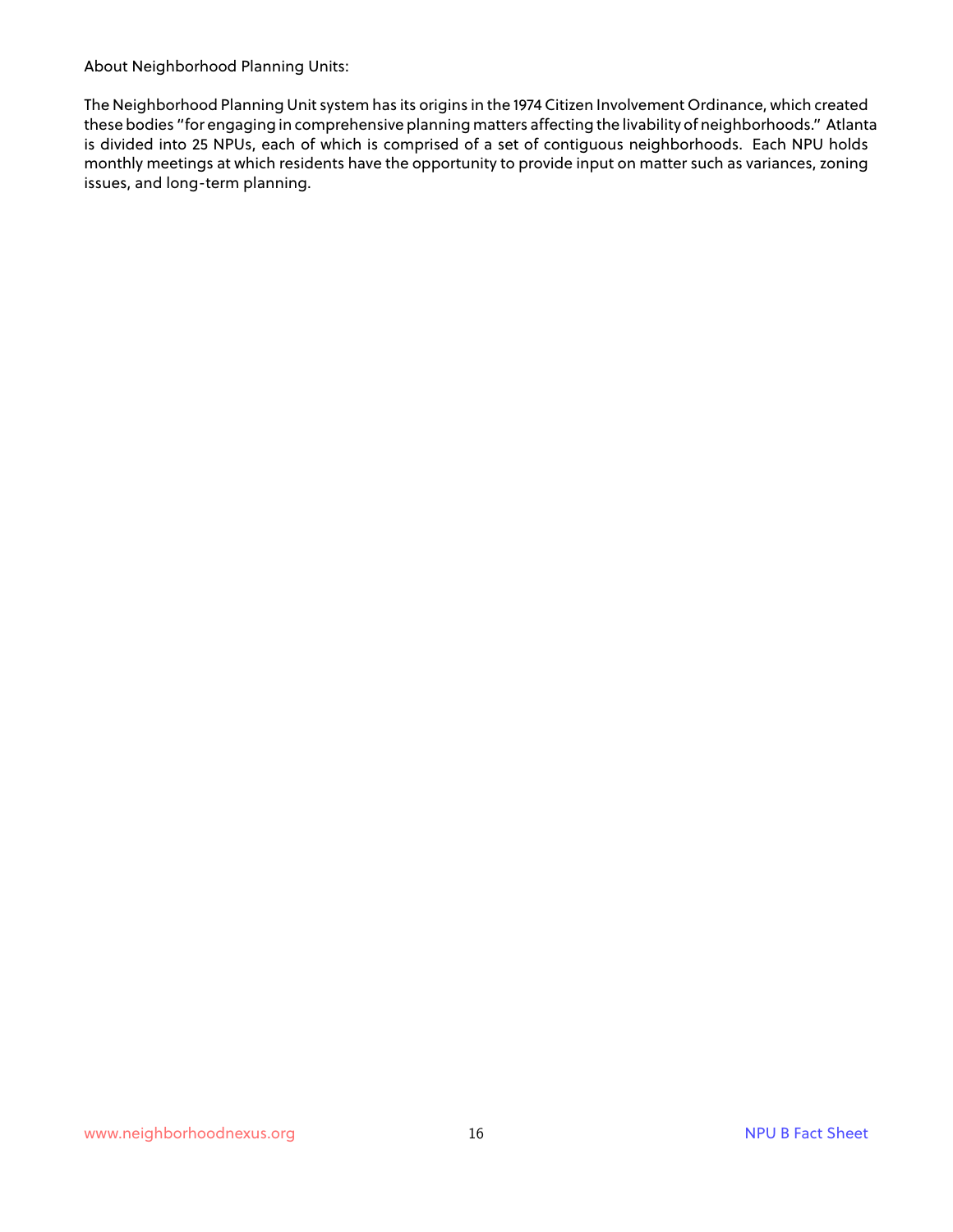About Neighborhood Planning Units:

The Neighborhood Planning Unit system has its origins in the 1974 Citizen Involvement Ordinance, which created these bodies "for engaging in comprehensive planning matters affecting the livability of neighborhoods." Atlanta is divided into 25 NPUs, each of which is comprised of a set of contiguous neighborhoods. Each NPU holds monthly meetings at which residents have the opportunity to provide input on matter such as variances, zoning issues, and long-term planning.